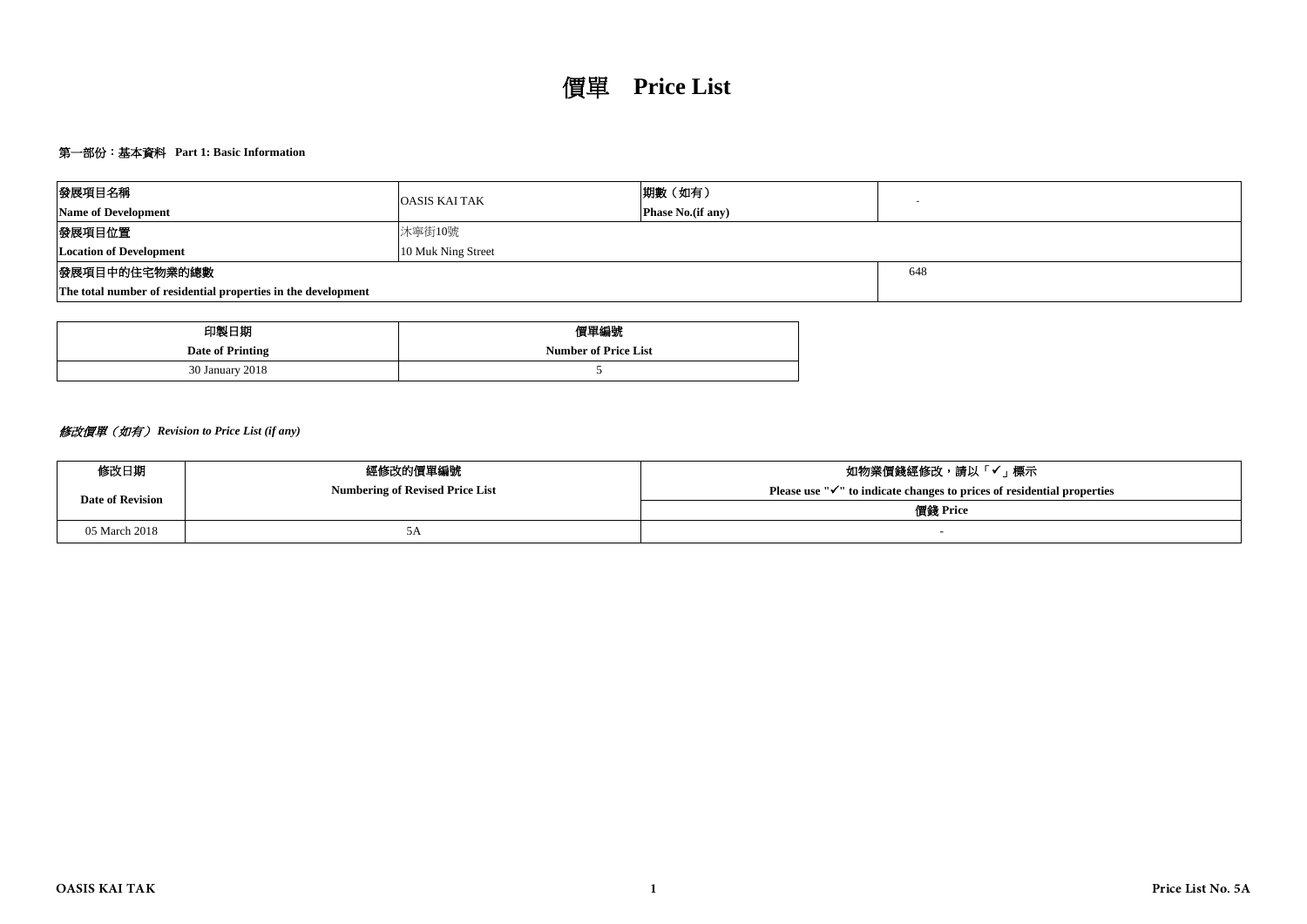# 價單 **Price List**

## 第一部份：基本資料 Part 1: Basic Information

| 發展項目名稱<br>**Name of Development** | OASIS KAI TAK | 期數（如有）<br>**Phase No.(if any)** | - |
|---|---|---|---|
| **發展項目位置<br>Location of Development** | 沐寧街10號<br>10 Muk Ning Street | | |
| **發展項目中的住宅物業的總數<br>The total number of residential properties in the development** | | | 648 |

| 印製日期<br>**Date of Printing** | 價單編號<br>**Number of Price List** |
|---|---|
| 30 January 2018 | 5 |

### *修改價單（如有） Revision to Price List (if any)*

| 修改日期<br>**Date of Revision** | 經修改的價單編號<br>**Numbering of Revised Price List** | 如物業價錢經修改，請以「✓」標示<br>**Please use "✓" to indicate changes to prices of residential properties**<br>價錢 Price |
|---|---|---|
| 05 March 2018 | 5A | - |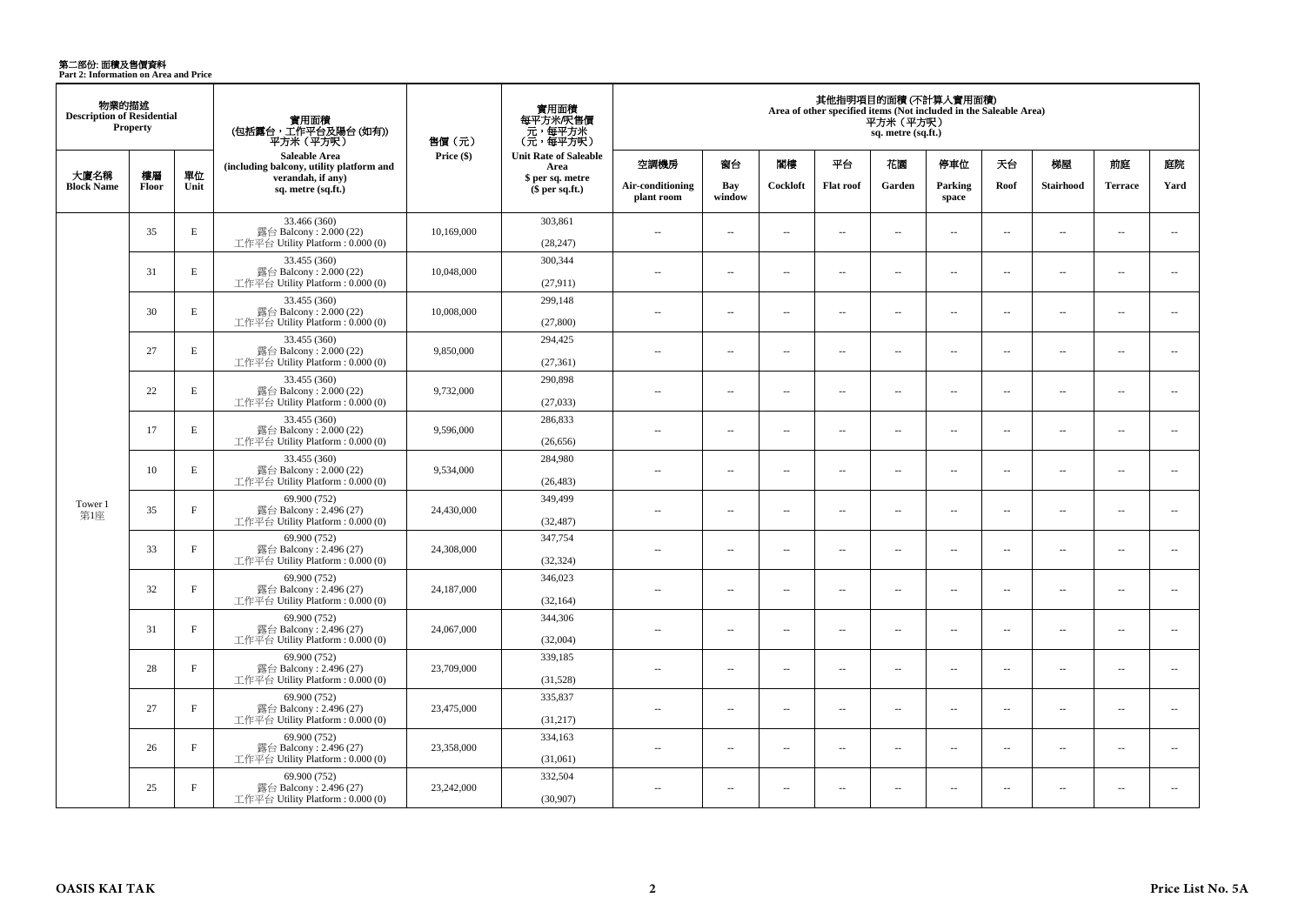# 第二部份: 面積及售價資料
**Part 2: Information on Area and Price**

| 物業的描述 Description of Residential Property | | | 實用面積 (包括露台，工作平台及陽台 (如有)) 平方米（平方呎） | 售價（元） | 實用面積 每平方米/呎售價 元，每平方米 （元，每平方呎） | 其他指明項目的面積 (不計算入實用面積) Area of other specified items (Not included in the Saleable Area) 平方米（平方呎） sq. metre (sq.ft.) | | | | | | | | | |
|---|---|---|---|---|---|---|---|---|---|---|---|---|---|---|---|
| 大廈名稱 Block Name | 樓層 Floor | 單位 Unit | Saleable Area (including balcony, utility platform and verandah, if any) sq. metre (sq.ft.) | Price ($) | Unit Rate of Saleable Area $ per sq. metre ($ per sq.ft.) | 空調機房 Air-conditioning plant room | 窗台 Bay window | 閣樓 Cockloft | 平台 Flat roof | 花園 Garden | 停車位 Parking space | 天台 Roof | 梯屋 Stairhood | 前庭 Terrace | 庭院 Yard |
| Tower 1 第1座 | 35 | E | 33.466 (360) 露台 Balcony : 2.000 (22) 工作平台 Utility Platform : 0.000 (0) | 10,169,000 | 303,861 (28,247) | -- | -- | -- | -- | -- | -- | -- | -- | -- | -- |
| | 31 | E | 33.455 (360) 露台 Balcony : 2.000 (22) 工作平台 Utility Platform : 0.000 (0) | 10,048,000 | 300,344 (27,911) | -- | -- | -- | -- | -- | -- | -- | -- | -- | -- |
| | 30 | E | 33.455 (360) 露台 Balcony : 2.000 (22) 工作平台 Utility Platform : 0.000 (0) | 10,008,000 | 299,148 (27,800) | -- | -- | -- | -- | -- | -- | -- | -- | -- | -- |
| | 27 | E | 33.455 (360) 露台 Balcony : 2.000 (22) 工作平台 Utility Platform : 0.000 (0) | 9,850,000 | 294,425 (27,361) | -- | -- | -- | -- | -- | -- | -- | -- | -- | -- |
| | 22 | E | 33.455 (360) 露台 Balcony : 2.000 (22) 工作平台 Utility Platform : 0.000 (0) | 9,732,000 | 290,898 (27,033) | -- | -- | -- | -- | -- | -- | -- | -- | -- | -- |
| | 17 | E | 33.455 (360) 露台 Balcony : 2.000 (22) 工作平台 Utility Platform : 0.000 (0) | 9,596,000 | 286,833 (26,656) | -- | -- | -- | -- | -- | -- | -- | -- | -- | -- |
| | 10 | E | 33.455 (360) 露台 Balcony : 2.000 (22) 工作平台 Utility Platform : 0.000 (0) | 9,534,000 | 284,980 (26,483) | -- | -- | -- | -- | -- | -- | -- | -- | -- | -- |
| | 35 | F | 69.900 (752) 露台 Balcony : 2.496 (27) 工作平台 Utility Platform : 0.000 (0) | 24,430,000 | 349,499 (32,487) | -- | -- | -- | -- | -- | -- | -- | -- | -- | -- |
| | 33 | F | 69.900 (752) 露台 Balcony : 2.496 (27) 工作平台 Utility Platform : 0.000 (0) | 24,308,000 | 347,754 (32,324) | -- | -- | -- | -- | -- | -- | -- | -- | -- | -- |
| | 32 | F | 69.900 (752) 露台 Balcony : 2.496 (27) 工作平台 Utility Platform : 0.000 (0) | 24,187,000 | 346,023 (32,164) | -- | -- | -- | -- | -- | -- | -- | -- | -- | -- |
| | 31 | F | 69.900 (752) 露台 Balcony : 2.496 (27) 工作平台 Utility Platform : 0.000 (0) | 24,067,000 | 344,306 (32,004) | -- | -- | -- | -- | -- | -- | -- | -- | -- | -- |
| | 28 | F | 69.900 (752) 露台 Balcony : 2.496 (27) 工作平台 Utility Platform : 0.000 (0) | 23,709,000 | 339,185 (31,528) | -- | -- | -- | -- | -- | -- | -- | -- | -- | -- |
| | 27 | F | 69.900 (752) 露台 Balcony : 2.496 (27) 工作平台 Utility Platform : 0.000 (0) | 23,475,000 | 335,837 (31,217) | -- | -- | -- | -- | -- | -- | -- | -- | -- | -- |
| | 26 | F | 69.900 (752) 露台 Balcony : 2.496 (27) 工作平台 Utility Platform : 0.000 (0) | 23,358,000 | 334,163 (31,061) | -- | -- | -- | -- | -- | -- | -- | -- | -- | -- |
| | 25 | F | 69.900 (752) 露台 Balcony : 2.496 (27) 工作平台 Utility Platform : 0.000 (0) | 23,242,000 | 332,504 (30,907) | -- | -- | -- | -- | -- | -- | -- | -- | -- | -- |

OASIS KAI TAK

Price List No. 5A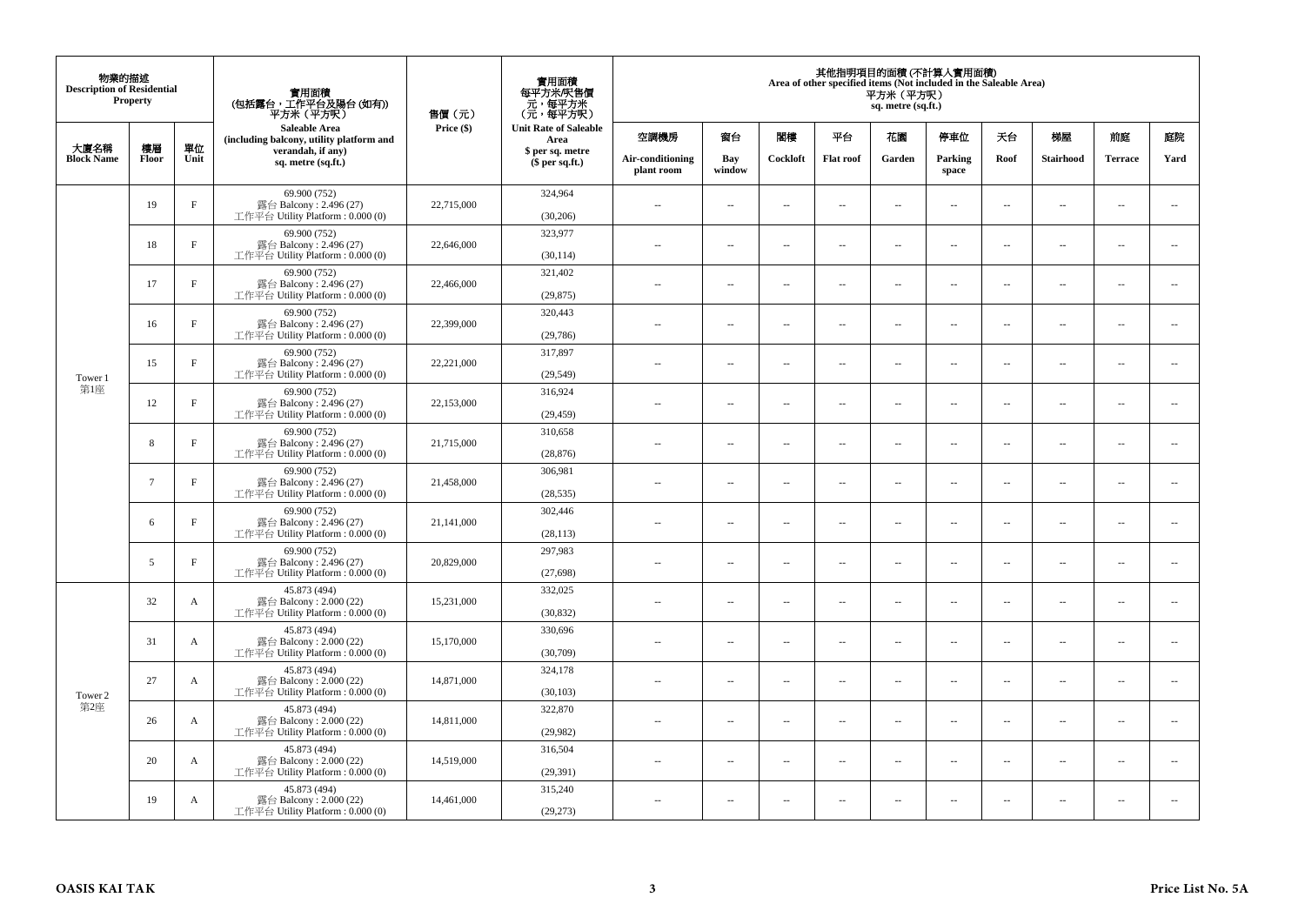| 物業的描述 Description of Residential Property | | | 實用面積 (包括露台，工作平台及陽台 (如有)) 平方米（平方呎） Saleable Area (including balcony, utility platform and verandah, if any) sq. metre (sq.ft.) | 售價（元） Price ($) | 實用面積 每平方米/呎售價 元，每平方米 (元，每平方呎) Unit Rate of Saleable Area $ per sq. metre ($ per sq.ft.) | 其他指明項目的面積 (不計算入實用面積) Area of other specified items (Not included in the Saleable Area) 平方米（平方呎） sq. metre (sq.ft.) | | | | | | | | | |
|---|---|---|---|---|---|---|---|---|---|---|---|---|---|---|---|
| 大廈名稱 Block Name | 樓層 Floor | 單位 Unit | | | | 空調機房 Air-conditioning plant room | 窗台 Bay window | 閣樓 Cockloft | 平台 Flat roof | 花園 Garden | 停車位 Parking space | 天台 Roof | 梯屋 Stairhood | 前庭 Terrace | 庭院 Yard |
| Tower 1 第1座 | 19 | F | 69.900 (752) 露台 Balcony : 2.496 (27) 工作平台 Utility Platform : 0.000 (0) | 22,715,000 | 324,964 (30,206) | -- | -- | -- | -- | -- | -- | -- | -- | -- | -- |
| | 18 | F | 69.900 (752) 露台 Balcony : 2.496 (27) 工作平台 Utility Platform : 0.000 (0) | 22,646,000 | 323,977 (30,114) | -- | -- | -- | -- | -- | -- | -- | -- | -- | -- |
| | 17 | F | 69.900 (752) 露台 Balcony : 2.496 (27) 工作平台 Utility Platform : 0.000 (0) | 22,466,000 | 321,402 (29,875) | -- | -- | -- | -- | -- | -- | -- | -- | -- | -- |
| | 16 | F | 69.900 (752) 露台 Balcony : 2.496 (27) 工作平台 Utility Platform : 0.000 (0) | 22,399,000 | 320,443 (29,786) | -- | -- | -- | -- | -- | -- | -- | -- | -- | -- |
| | 15 | F | 69.900 (752) 露台 Balcony : 2.496 (27) 工作平台 Utility Platform : 0.000 (0) | 22,221,000 | 317,897 (29,549) | -- | -- | -- | -- | -- | -- | -- | -- | -- | -- |
| | 12 | F | 69.900 (752) 露台 Balcony : 2.496 (27) 工作平台 Utility Platform : 0.000 (0) | 22,153,000 | 316,924 (29,459) | -- | -- | -- | -- | -- | -- | -- | -- | -- | -- |
| | 8 | F | 69.900 (752) 露台 Balcony : 2.496 (27) 工作平台 Utility Platform : 0.000 (0) | 21,715,000 | 310,658 (28,876) | -- | -- | -- | -- | -- | -- | -- | -- | -- | -- |
| | 7 | F | 69.900 (752) 露台 Balcony : 2.496 (27) 工作平台 Utility Platform : 0.000 (0) | 21,458,000 | 306,981 (28,535) | -- | -- | -- | -- | -- | -- | -- | -- | -- | -- |
| | 6 | F | 69.900 (752) 露台 Balcony : 2.496 (27) 工作平台 Utility Platform : 0.000 (0) | 21,141,000 | 302,446 (28,113) | -- | -- | -- | -- | -- | -- | -- | -- | -- | -- |
| | 5 | F | 69.900 (752) 露台 Balcony : 2.496 (27) 工作平台 Utility Platform : 0.000 (0) | 20,829,000 | 297,983 (27,698) | -- | -- | -- | -- | -- | -- | -- | -- | -- | -- |
| Tower 2 第2座 | 32 | A | 45.873 (494) 露台 Balcony : 2.000 (22) 工作平台 Utility Platform : 0.000 (0) | 15,231,000 | 332,025 (30,832) | -- | -- | -- | -- | -- | -- | -- | -- | -- | -- |
| | 31 | A | 45.873 (494) 露台 Balcony : 2.000 (22) 工作平台 Utility Platform : 0.000 (0) | 15,170,000 | 330,696 (30,709) | -- | -- | -- | -- | -- | -- | -- | -- | -- | -- |
| | 27 | A | 45.873 (494) 露台 Balcony : 2.000 (22) 工作平台 Utility Platform : 0.000 (0) | 14,871,000 | 324,178 (30,103) | -- | -- | -- | -- | -- | -- | -- | -- | -- | -- |
| | 26 | A | 45.873 (494) 露台 Balcony : 2.000 (22) 工作平台 Utility Platform : 0.000 (0) | 14,811,000 | 322,870 (29,982) | -- | -- | -- | -- | -- | -- | -- | -- | -- | -- |
| | 20 | A | 45.873 (494) 露台 Balcony : 2.000 (22) 工作平台 Utility Platform : 0.000 (0) | 14,519,000 | 316,504 (29,391) | -- | -- | -- | -- | -- | -- | -- | -- | -- | -- |
| | 19 | A | 45.873 (494) 露台 Balcony : 2.000 (22) 工作平台 Utility Platform : 0.000 (0) | 14,461,000 | 315,240 (29,273) | -- | -- | -- | -- | -- | -- | -- | -- | -- | -- |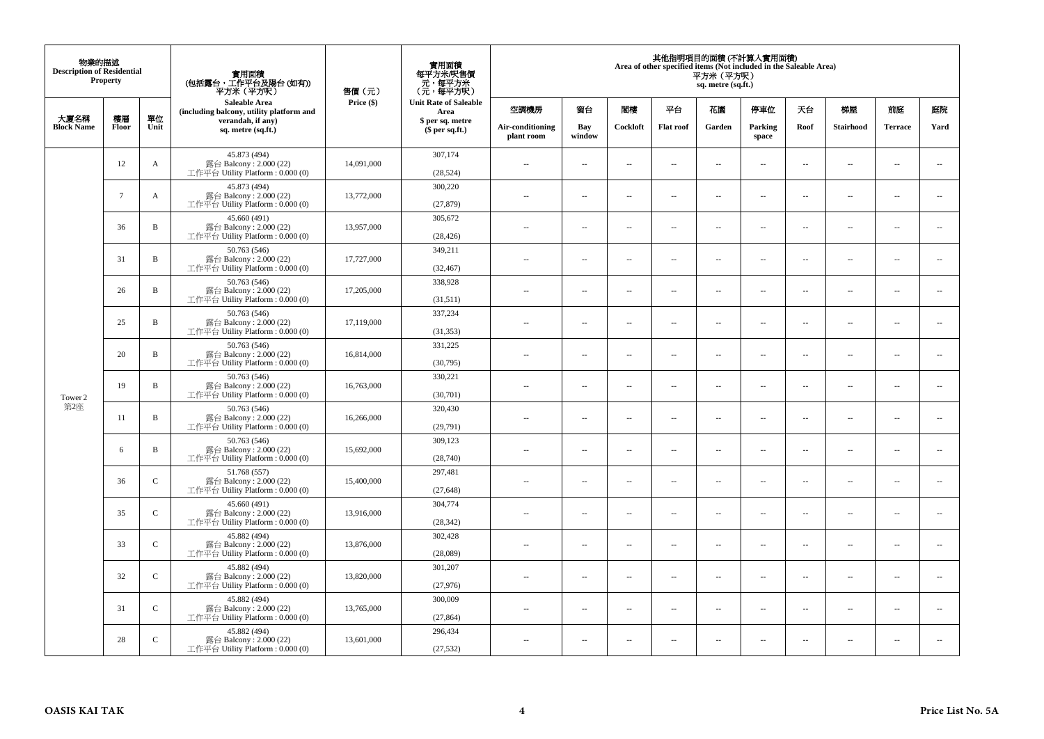| 物業的描述 Description of Residential Property | | | 實用面積 (包括露台，工作平台及陽台 (如有)) 平方米（平方呎） Saleable Area (including balcony, utility platform and verandah, if any) sq. metre (sq.ft.) | 售價（元） Price ($) | 實用面積 每平方米/呎售價 元，每平方米 （元，每平方呎） Unit Rate of Saleable Area $ per sq. metre ($ per sq.ft.) | 其他指明項目的面積 (不計算入實用面積) Area of other specified items (Not included in the Saleable Area) 平方米（平方呎） sq. metre (sq.ft.) | | | | | | | | | |
|---|---|---|---|---|---|---|---|---|---|---|---|---|---|---|---|
| 大廈名稱 Block Name | 樓層 Floor | 單位 Unit | | | | 空調機房 Air-conditioning plant room | 窗台 Bay window | 閣樓 Cockloft | 平台 Flat roof | 花園 Garden | 停車位 Parking space | 天台 Roof | 梯屋 Stairhood | 前庭 Terrace | 庭院 Yard |
| Tower 2 第2座 | 12 | A | 45.873 (494) 露台 Balcony : 2.000 (22) 工作平台 Utility Platform : 0.000 (0) | 14,091,000 | 307,174 (28,524) | -- | -- | -- | -- | -- | -- | -- | -- | -- | -- |
| | 7 | A | 45.873 (494) 露台 Balcony : 2.000 (22) 工作平台 Utility Platform : 0.000 (0) | 13,772,000 | 300,220 (27,879) | -- | -- | -- | -- | -- | -- | -- | -- | -- | -- |
| | 36 | B | 45.660 (491) 露台 Balcony : 2.000 (22) 工作平台 Utility Platform : 0.000 (0) | 13,957,000 | 305,672 (28,426) | -- | -- | -- | -- | -- | -- | -- | -- | -- | -- |
| | 31 | B | 50.763 (546) 露台 Balcony : 2.000 (22) 工作平台 Utility Platform : 0.000 (0) | 17,727,000 | 349,211 (32,467) | -- | -- | -- | -- | -- | -- | -- | -- | -- | -- |
| | 26 | B | 50.763 (546) 露台 Balcony : 2.000 (22) 工作平台 Utility Platform : 0.000 (0) | 17,205,000 | 338,928 (31,511) | -- | -- | -- | -- | -- | -- | -- | -- | -- | -- |
| | 25 | B | 50.763 (546) 露台 Balcony : 2.000 (22) 工作平台 Utility Platform : 0.000 (0) | 17,119,000 | 337,234 (31,353) | -- | -- | -- | -- | -- | -- | -- | -- | -- | -- |
| | 20 | B | 50.763 (546) 露台 Balcony : 2.000 (22) 工作平台 Utility Platform : 0.000 (0) | 16,814,000 | 331,225 (30,795) | -- | -- | -- | -- | -- | -- | -- | -- | -- | -- |
| | 19 | B | 50.763 (546) 露台 Balcony : 2.000 (22) 工作平台 Utility Platform : 0.000 (0) | 16,763,000 | 330,221 (30,701) | -- | -- | -- | -- | -- | -- | -- | -- | -- | -- |
| | 11 | B | 50.763 (546) 露台 Balcony : 2.000 (22) 工作平台 Utility Platform : 0.000 (0) | 16,266,000 | 320,430 (29,791) | -- | -- | -- | -- | -- | -- | -- | -- | -- | -- |
| | 6 | B | 50.763 (546) 露台 Balcony : 2.000 (22) 工作平台 Utility Platform : 0.000 (0) | 15,692,000 | 309,123 (28,740) | -- | -- | -- | -- | -- | -- | -- | -- | -- | -- |
| | 36 | C | 51.768 (557) 露台 Balcony : 2.000 (22) 工作平台 Utility Platform : 0.000 (0) | 15,400,000 | 297,481 (27,648) | -- | -- | -- | -- | -- | -- | -- | -- | -- | -- |
| | 35 | C | 45.660 (491) 露台 Balcony : 2.000 (22) 工作平台 Utility Platform : 0.000 (0) | 13,916,000 | 304,774 (28,342) | -- | -- | -- | -- | -- | -- | -- | -- | -- | -- |
| | 33 | C | 45.882 (494) 露台 Balcony : 2.000 (22) 工作平台 Utility Platform : 0.000 (0) | 13,876,000 | 302,428 (28,089) | -- | -- | -- | -- | -- | -- | -- | -- | -- | -- |
| | 32 | C | 45.882 (494) 露台 Balcony : 2.000 (22) 工作平台 Utility Platform : 0.000 (0) | 13,820,000 | 301,207 (27,976) | -- | -- | -- | -- | -- | -- | -- | -- | -- | -- |
| | 31 | C | 45.882 (494) 露台 Balcony : 2.000 (22) 工作平台 Utility Platform : 0.000 (0) | 13,765,000 | 300,009 (27,864) | -- | -- | -- | -- | -- | -- | -- | -- | -- | -- |
| | 28 | C | 45.882 (494) 露台 Balcony : 2.000 (22) 工作平台 Utility Platform : 0.000 (0) | 13,601,000 | 296,434 (27,532) | -- | -- | -- | -- | -- | -- | -- | -- | -- | -- |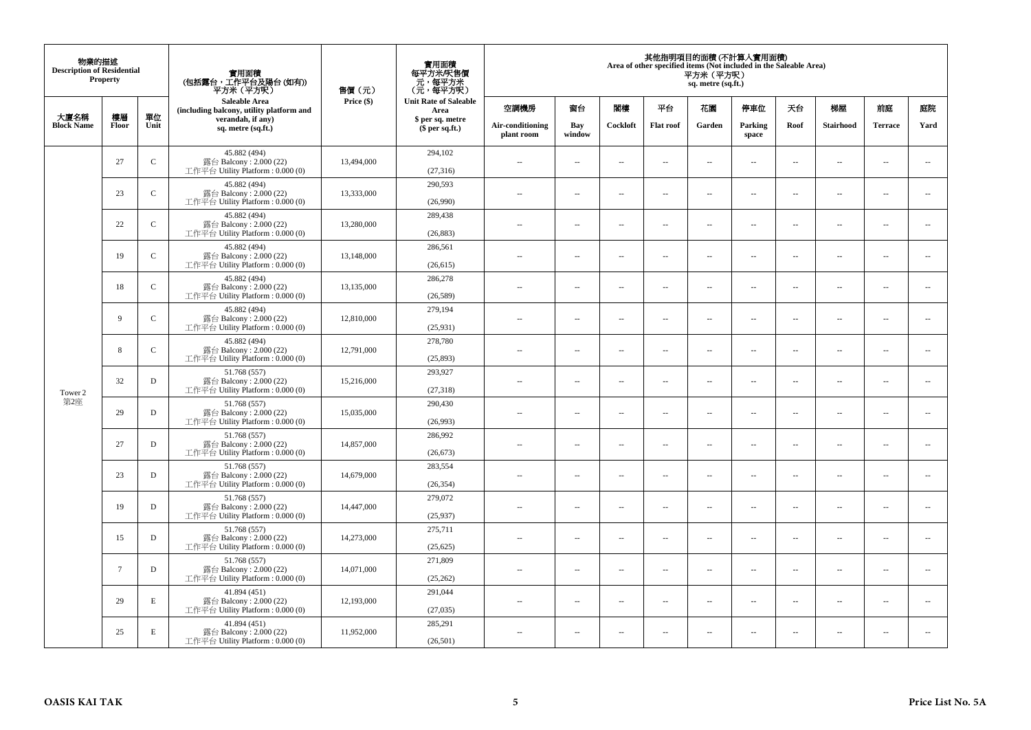| 物業的描述 Description of Residential Property | | | 實用面積 (包括露台，工作平台及陽台 (如有)) 平方米（平方呎） Saleable Area (including balcony, utility platform and verandah, if any) sq. metre (sq.ft.) | 售價（元） Price ($) | 實用面積 每平方米/呎售價 元，每平方米 (元，每平方呎) Unit Rate of Saleable Area $ per sq. metre ($ per sq.ft.) | 其他指明項目的面積 (不計算入實用面積) Area of other specified items (Not included in the Saleable Area) 平方米（平方呎） sq. metre (sq.ft.) | | | | | | | | | |
|---|---|---|---|---|---|---|---|---|---|---|---|---|---|---|---|
| 大廈名稱 Block Name | 樓層 Floor | 單位 Unit | | | | 空調機房 Air-conditioning plant room | 窗台 Bay window | 閣樓 Cockloft | 平台 Flat roof | 花園 Garden | 停車位 Parking space | 天台 Roof | 梯屋 Stairhood | 前庭 Terrace | 庭院 Yard |
| Tower 2 第2座 | 27 | C | 45.882 (494) 露台 Balcony : 2.000 (22) 工作平台 Utility Platform : 0.000 (0) | 13,494,000 | 294,102 (27,316) | -- | -- | -- | -- | -- | -- | -- | -- | -- | -- |
| | 23 | C | 45.882 (494) 露台 Balcony : 2.000 (22) 工作平台 Utility Platform : 0.000 (0) | 13,333,000 | 290,593 (26,990) | -- | -- | -- | -- | -- | -- | -- | -- | -- | -- |
| | 22 | C | 45.882 (494) 露台 Balcony : 2.000 (22) 工作平台 Utility Platform : 0.000 (0) | 13,280,000 | 289,438 (26,883) | -- | -- | -- | -- | -- | -- | -- | -- | -- | -- |
| | 19 | C | 45.882 (494) 露台 Balcony : 2.000 (22) 工作平台 Utility Platform : 0.000 (0) | 13,148,000 | 286,561 (26,615) | -- | -- | -- | -- | -- | -- | -- | -- | -- | -- |
| | 18 | C | 45.882 (494) 露台 Balcony : 2.000 (22) 工作平台 Utility Platform : 0.000 (0) | 13,135,000 | 286,278 (26,589) | -- | -- | -- | -- | -- | -- | -- | -- | -- | -- |
| | 9 | C | 45.882 (494) 露台 Balcony : 2.000 (22) 工作平台 Utility Platform : 0.000 (0) | 12,810,000 | 279,194 (25,931) | -- | -- | -- | -- | -- | -- | -- | -- | -- | -- |
| | 8 | C | 45.882 (494) 露台 Balcony : 2.000 (22) 工作平台 Utility Platform : 0.000 (0) | 12,791,000 | 278,780 (25,893) | -- | -- | -- | -- | -- | -- | -- | -- | -- | -- |
| | 32 | D | 51.768 (557) 露台 Balcony : 2.000 (22) 工作平台 Utility Platform : 0.000 (0) | 15,216,000 | 293,927 (27,318) | -- | -- | -- | -- | -- | -- | -- | -- | -- | -- |
| | 29 | D | 51.768 (557) 露台 Balcony : 2.000 (22) 工作平台 Utility Platform : 0.000 (0) | 15,035,000 | 290,430 (26,993) | -- | -- | -- | -- | -- | -- | -- | -- | -- | -- |
| | 27 | D | 51.768 (557) 露台 Balcony : 2.000 (22) 工作平台 Utility Platform : 0.000 (0) | 14,857,000 | 286,992 (26,673) | -- | -- | -- | -- | -- | -- | -- | -- | -- | -- |
| | 23 | D | 51.768 (557) 露台 Balcony : 2.000 (22) 工作平台 Utility Platform : 0.000 (0) | 14,679,000 | 283,554 (26,354) | -- | -- | -- | -- | -- | -- | -- | -- | -- | -- |
| | 19 | D | 51.768 (557) 露台 Balcony : 2.000 (22) 工作平台 Utility Platform : 0.000 (0) | 14,447,000 | 279,072 (25,937) | -- | -- | -- | -- | -- | -- | -- | -- | -- | -- |
| | 15 | D | 51.768 (557) 露台 Balcony : 2.000 (22) 工作平台 Utility Platform : 0.000 (0) | 14,273,000 | 275,711 (25,625) | -- | -- | -- | -- | -- | -- | -- | -- | -- | -- |
| | 7 | D | 51.768 (557) 露台 Balcony : 2.000 (22) 工作平台 Utility Platform : 0.000 (0) | 14,071,000 | 271,809 (25,262) | -- | -- | -- | -- | -- | -- | -- | -- | -- | -- |
| | 29 | E | 41.894 (451) 露台 Balcony : 2.000 (22) 工作平台 Utility Platform : 0.000 (0) | 12,193,000 | 291,044 (27,035) | -- | -- | -- | -- | -- | -- | -- | -- | -- | -- |
| | 25 | E | 41.894 (451) 露台 Balcony : 2.000 (22) 工作平台 Utility Platform : 0.000 (0) | 11,952,000 | 285,291 (26,501) | -- | -- | -- | -- | -- | -- | -- | -- | -- | -- |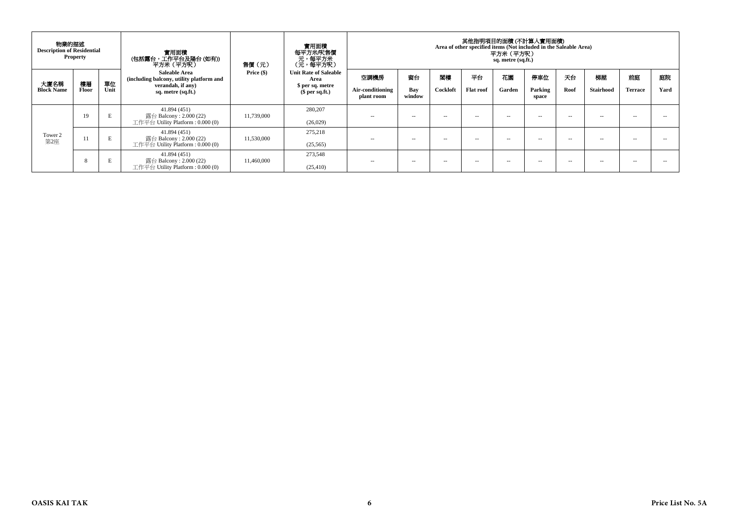| 物業的描述 Description of Residential Property | | | 實用面積 (包括露台，工作平台及陽台 (如有)) 平方米（平方呎） Saleable Area (including balcony, utility platform and verandah, if any) sq. metre (sq.ft.) | 售價（元） Price ($) | 實用面積 每平方米/呎售價 元，每平方米 (元，每平方呎) Unit Rate of Saleable Area $ per sq. metre ($ per sq.ft.) | 其他指明項目的面積 (不計算入實用面積) Area of other specified items (Not included in the Saleable Area) 平方米（平方呎） sq. metre (sq.ft.) | | | | | | | | | |
|---|---|---|---|---|---|---|---|---|---|---|---|---|---|---|---|
| 大廈名稱 Block Name | 樓層 Floor | 單位 Unit | | | | 空調機房 Air-conditioning plant room | 窗台 Bay window | 閣樓 Cockloft | 平台 Flat roof | 花園 Garden | 停車位 Parking space | 天台 Roof | 梯屋 Stairhood | 前庭 Terrace | 庭院 Yard |
| Tower 2 第2座 | 19 | E | 41.894 (451) 露台 Balcony : 2.000 (22) 工作平台 Utility Platform : 0.000 (0) | 11,739,000 | 280,207 (26,029) | -- | -- | -- | -- | -- | -- | -- | -- | -- | -- |
| | 11 | E | 41.894 (451) 露台 Balcony : 2.000 (22) 工作平台 Utility Platform : 0.000 (0) | 11,530,000 | 275,218 (25,565) | -- | -- | -- | -- | -- | -- | -- | -- | -- | -- |
| | 8 | E | 41.894 (451) 露台 Balcony : 2.000 (22) 工作平台 Utility Platform : 0.000 (0) | 11,460,000 | 273,548 (25,410) | -- | -- | -- | -- | -- | -- | -- | -- | -- | -- |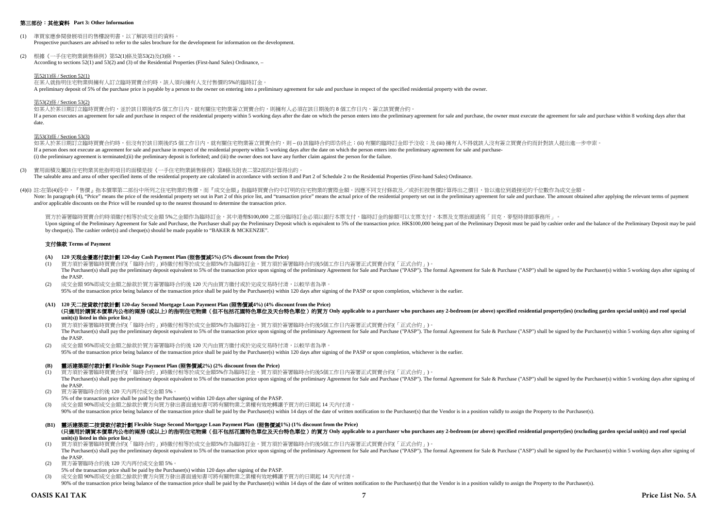## 第三部份：其他資料 Part 3: Other Information

(1) 準買家應參閱發展項目的售樓說明書，以了解該項目的資料。
Prospective purchasers are advised to refer to the sales brochure for the development for information on the development.

(2) 根據《一手住宅物業銷售條例》第52(1)條及第53(2)及(3)條， -
According to sections 52(1) and 53(2) and (3) of the Residential Properties (First-hand Sales) Ordinance, –

第52(1)條 / Section 52(1)
在某人就指明住宅物業與擁有人訂立臨時買賣合約時，該人須向擁有人支付售價的5%的臨時訂金。
A preliminary deposit of 5% of the purchase price is payable by a person to the owner on entering into a preliminary agreement for sale and purchase in respect of the specified residential property with the owner.

第53(2)條 / Section 53(2)
如某人於某日期訂立臨時買賣合約，並於該日期後的5 個工作日內，就有關住宅物業簽立買賣合約，則擁有人必須在該日期後的 8 個工作日內，簽立該買賣合約。
If a person executes an agreement for sale and purchase in respect of the residential property within 5 working days after the date on which the person enters into the preliminary agreement for sale and purchase, the owner must execute the agreement for sale and purchase within 8 working days after that date.

第53(3)條 / Section 53(3)
如某人於某日期訂立臨時買賣合約時，但沒有於該日期後的5 個工作日內，就有關住宅物業簽立買賣合約，則 – (i) 該臨時合約即告終止；(ii) 有關的臨時訂金即予沒收；及 (iii) 擁有人不得就該人沒有簽立買賣合約而針對該人提出進一步申索。
If a person does not execute an agreement for sale and purchase in respect of the residential property within 5 working days after the date on which the person enters into the preliminary agreement for sale and purchase-
(i) the preliminary agreement is terminated;(ii) the preliminary deposit is forfeited; and (iii) the owner does not have any further claim against the person for the failure.

(3) 實用面積及屬該住宅物業其他指明項目的面積是按《一手住宅物業銷售條例》第8條及附表二第2部的計算得出的。
The saleable area and area of other specified items of the residential property are calculated in accordance with section 8 and Part 2 of Schedule 2 to the Residential Properties (First-hand Sales) Ordinance.

(4)(i) 註:在第(4)段中，『售價』指本價單第二部份中所列之住宅物業的售價，而『成交金額』指臨時買賣合約中訂明的住宅物業的實際金額。因應不同支付條款及／或折扣按售價計算得出之價目，皆以進位到最接近的千位數作為成交金額。
Note: In paragraph (4), "Price" means the price of the residential property set out in Part 2 of this price list, and "transaction price" means the actual price of the residential property set out in the preliminary agreement for sale and purchase. The amount obtained after applying the relevant terms of payment and/or applicable discounts on the Price will be rounded up to the nearest thousand to determine the transaction price.

買方於簽署臨時買賣合約時須繳付相等於成交金額 5%之金額作為臨時訂金，其中港幣$100,000 之部分臨時訂金必須以銀行本票支付，臨時訂金的餘額可以支票支付，本票及支票抬頭請寫「貝克・麥堅時律師事務所」。
Upon signing of the Preliminary Agreement for Sale and Purchase, the Purchaser shall pay the Preliminary Deposit which is equivalent to 5% of the transaction price. HK$100,000 being part of the Preliminary Deposit must be paid by cashier order and the balance of the Preliminary Deposit may be paid by cheque(s). The cashier order(s) and cheque(s) should be made payable to "BAKER & MCKENZIE".

### 支付條款 Terms of Payment

**(A) 120 天現金優惠付款計劃 120-day Cash Payment Plan (照售價減5%) (5% discount from the Price)**

(1) 買方須於簽署臨時買賣合約(「臨時合約」)時繳付相等於成交金額5%作為臨時訂金。買方須於簽署臨時合約後5個工作日內簽署正式買賣合約(「正式合約」)。
The Purchaser(s) shall pay the preliminary deposit equivalent to 5% of the transaction price upon signing of the preliminary Agreement for Sale and Purchase ("PASP"). The formal Agreement for Sale & Purchase ("ASP") shall be signed by the Purchaser(s) within 5 working days after signing of the PASP.

(2) 成交金額 95%即成交金額之餘款於買方簽署臨時合約後 120 天內由買方繳付或於完成交易時付清，以較早者為準。
95% of the transaction price being balance of the transaction price shall be paid by the Purchaser(s) within 120 days after signing of the PASP or upon completion, whichever is the earlier.

**(A1) 120 天二按貸款付款計劃 120-day Second Mortgage Loan Payment Plan (照售價減4%) (4% discount from the Price)**
**(只適用於購買本價單內公布的兩房 (或以上) 的指明住宅物業（但不包括花園特色單位及天台特色單位）的買方 Only applicable to a purchaser who purchases any 2-bedroom (or above) specified residential property(ies) (excluding garden special unit(s) and roof special unit(s)) listed in this price list.)**

(1) 買方須於簽署臨時買賣合約(「臨時合約」)時繳付相等於成交金額5%作為臨時訂金。買方須於簽署臨時合約後5個工作日內簽署正式買賣合約(「正式合約」)。
The Purchaser(s) shall pay the preliminary deposit equivalent to 5% of the transaction price upon signing of the preliminary Agreement for Sale and Purchase ("PASP"). The formal Agreement for Sale & Purchase ("ASP") shall be signed by the Purchaser(s) within 5 working days after signing of the PASP.

(2) 成交金額 95%即成交金額之餘款於買方簽署臨時合約後 120 天內由買方繳付或於完成交易時付清，以較早者為準。
95% of the transaction price being balance of the transaction price shall be paid by the Purchaser(s) within 120 days after signing of the PASP or upon completion, whichever is the earlier.

**(B) 靈活建築期付款計劃 Flexible Stage Payment Plan (照售價減2%) (2% discount from the Price)**

(1) 買方須於簽署臨時買賣合約(「臨時合約」)時繳付相等於成交金額5%作為臨時訂金。買方須於簽署臨時合約後5個工作日內簽署正式買賣合約(「正式合約」)。
The Purchaser(s) shall pay the preliminary deposit equivalent to 5% of the transaction price upon signing of the preliminary Agreement for Sale and Purchase ("PASP"). The formal Agreement for Sale & Purchase ("ASP") shall be signed by the Purchaser(s) within 5 working days after signing of the PASP.

(2) 買方簽署臨時合約後 120 天內再付成交金額 5%。
5% of the transaction price shall be paid by the Purchaser(s) within 120 days after signing of the PASP.

(3) 成交金額 90%即成交金額之餘款於賣方向買方發出書面通知書可將有關物業之業權有效地轉讓予買方的日期起 14 天內付清。
90% of the transaction price being balance of the transaction price shall be paid by the Purchaser(s) within 14 days of the date of written notification to the Purchaser(s) that the Vendor is in a position validly to assign the Property to the Purchaser(s).

**(B1) 靈活建築期二按貸款付款計劃 Flexible Stage Second Mortgage Loan Payment Plan (照售價減1%) (1% discount from the Price)**
**(只適用於購買本價單內公布的兩房 (或以上) 的指明住宅物業（但不包括花園特色單位及天台特色單位）的買方 Only applicable to a purchaser who purchases any 2-bedroom (or above) specified residential property(ies) (excluding garden special unit(s) and roof special unit(s)) listed in this price list.)**

(1) 買方須於簽署臨時買賣合約(「臨時合約」)時繳付相等於成交金額5%作為臨時訂金。買方須於簽署臨時合約後5個工作日內簽署正式買賣合約(「正式合約」)。
The Purchaser(s) shall pay the preliminary deposit equivalent to 5% of the transaction price upon signing of the preliminary Agreement for Sale and Purchase ("PASP"). The formal Agreement for Sale & Purchase ("ASP") shall be signed by the Purchaser(s) within 5 working days after signing of the PASP.

(2) 買方簽署臨時合約後 120 天內再付成交金額 5%。
5% of the transaction price shall be paid by the Purchaser(s) within 120 days after signing of the PASP.

(3) 成交金額 90%即成交金額之餘款於賣方向買方發出書面通知書可將有關物業之業權有效地轉讓予買方的日期起 14 天內付清。
90% of the transaction price being balance of the transaction price shall be paid by the Purchaser(s) within 14 days of the date of written notification to the Purchaser(s) that the Vendor is in a position validly to assign the Property to the Purchaser(s).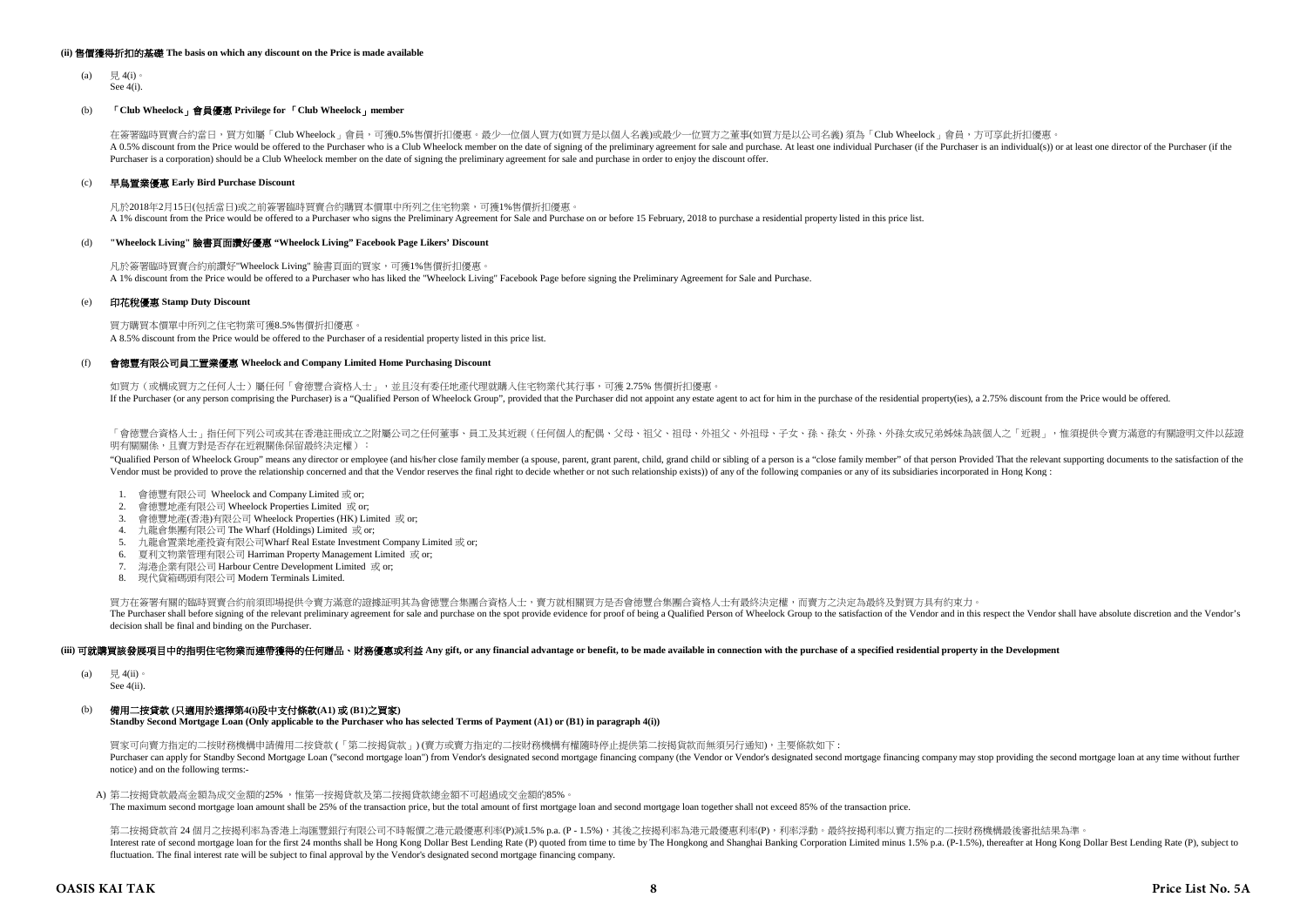#### (ii) 售價獲得折扣的基礎 The basis on which any discount on the Price is made available

(a) 見 4(i)。
See 4(i).

(b) **「Club Wheelock」會員優惠 Privilege for 「Club Wheelock」member**

在簽署臨時買賣合約當日，買方如屬「Club Wheelock」會員，可獲0.5%售價折扣優惠。最少一位個人買方(如買方是以個人名義)或最少一位買方之董事(如買方是以公司名義) 須為「Club Wheelock」會員，方可享此折扣優惠。
A 0.5% discount from the Price would be offered to the Purchaser who is a Club Wheelock member on the date of signing of the preliminary agreement for sale and purchase. At least one individual Purchaser (if the Purchaser is an individual(s)) or at least one director of the Purchaser (if the Purchaser is a corporation) should be a Club Wheelock member on the date of signing the preliminary agreement for sale and purchase in order to enjoy the discount offer.

(c) **早鳥置業優惠 Early Bird Purchase Discount**

凡於2018年2月15日(包括當日)或之前簽署臨時買賣合約購買本價單中所列之住宅物業，可獲1%售價折扣優惠。
A 1% discount from the Price would be offered to a Purchaser who signs the Preliminary Agreement for Sale and Purchase on or before 15 February, 2018 to purchase a residential property listed in this price list.

(d) **"Wheelock Living" 臉書頁面讚好優惠 "Wheelock Living" Facebook Page Likers' Discount**

凡於簽署臨時買賣合約前讚好"Wheelock Living" 臉書頁面的買家，可獲1%售價折扣優惠。
A 1% discount from the Price would be offered to a Purchaser who has liked the "Wheelock Living" Facebook Page before signing the Preliminary Agreement for Sale and Purchase.

(e) **印花稅優惠 Stamp Duty Discount**

買方購買本價單中所列之住宅物業可獲8.5%售價折扣優惠。
A 8.5% discount from the Price would be offered to the Purchaser of a residential property listed in this price list.

(f) **會德豐有限公司員工置業優惠 Wheelock and Company Limited Home Purchasing Discount**

如買方（或構成買方之任何人士）屬任何「會德豐合資格人士」，並且沒有委任地產代理就購入住宅物業代其行事，可獲 2.75% 售價折扣優惠。
If the Purchaser (or any person comprising the Purchaser) is a "Qualified Person of Wheelock Group", provided that the Purchaser did not appoint any estate agent to act for him in the purchase of the residential property(ies), a 2.75% discount from the Price would be offered.

「會德豐合資格人士」指任何下列公司或其在香港註冊成立之附屬公司之任何董事、員工及其近親（任何個人的配偶、父母、祖父、祖母、外祖父、外祖母、子女、孫、孫女、外孫、外孫女或兄弟姊妹為該個人之「近親」，惟須提供令賣方滿意的有關證明文件以茲證明有關關係，且賣方對是否存在近親關係保留最終決定權）：
"Qualified Person of Wheelock Group" means any director or employee (and his/her close family member (a spouse, parent, grant parent, child, grand child or sibling of a person is a "close family member" of that person Provided That the relevant supporting documents to the satisfaction of the Vendor must be provided to prove the relationship concerned and that the Vendor reserves the final right to decide whether or not such relationship exists)) of any of the following companies or any of its subsidiaries incorporated in Hong Kong :

1. 會德豐有限公司 Wheelock and Company Limited 或 or;
2. 會德豐地產有限公司 Wheelock Properties Limited 或 or;
3. 會德豐地產(香港)有限公司 Wheelock Properties (HK) Limited 或 or;
4. 九龍倉集團有限公司 The Wharf (Holdings) Limited 或 or;
5. 九龍倉置業地產投資有限公司Wharf Real Estate Investment Company Limited 或 or;
6. 夏利文物業管理有限公司 Harriman Property Management Limited 或 or;
7. 海港企業有限公司 Harbour Centre Development Limited 或 or;
8. 現代貨箱碼頭有限公司 Modern Terminals Limited.

買方在簽署有關的臨時買賣合約前須即場提供令賣方滿意的證據証明其為會德豐合集團合資格人士，賣方就相關買方是否會德豐合集團合資格人士有最終決定權，而賣方之決定為最終及對買方具有約束力。
The Purchaser shall before signing of the relevant preliminary agreement for sale and purchase on the spot provide evidence for proof of being a Qualified Person of Wheelock Group to the satisfaction of the Vendor and in this respect the Vendor shall have absolute discretion and the Vendor's decision shall be final and binding on the Purchaser.

#### (iii) 可就購買該發展項目中的指明住宅物業而連帶獲得的任何贈品、財務優惠或利益 Any gift, or any financial advantage or benefit, to be made available in connection with the purchase of a specified residential property in the Development

(a) 見 4(ii)。
See 4(ii).

(b) **備用二按貸款 (只適用於選擇第4(i)段中支付條款(A1) 或 (B1)之買家)**
**Standby Second Mortgage Loan (Only applicable to the Purchaser who has selected Terms of Payment (A1) or (B1) in paragraph 4(i))**

買家可向賣方指定的二按財務機構申請備用二按貸款 (「第二按揭貸款」) (賣方或賣方指定的二按財務機構有權隨時停止提供第二按揭貸款而無須另行通知)，主要條款如下：
Purchaser can apply for Standby Second Mortgage Loan ("second mortgage loan") from Vendor's designated second mortgage financing company (the Vendor or Vendor's designated second mortgage financing company may stop providing the second mortgage loan at any time without further notice) and on the following terms:-

A) 第二按揭貸款最高金額為成交金額的25% ，惟第一按揭貸款及第二按揭貸款總金額不可超過成交金額的85%。
The maximum second mortgage loan amount shall be 25% of the transaction price, but the total amount of first mortgage loan and second mortgage loan together shall not exceed 85% of the transaction price.

第二按揭貸款首 24 個月之按揭利率為香港上海匯豐銀行有限公司不時報價之港元最優惠利率(P)減1.5% p.a. (P - 1.5%)，其後之按揭利率為港元最優惠利率(P)，利率浮動。最終按揭利率以賣方指定的二按財務機構最後審批結果為準。
Interest rate of second mortgage loan for the first 24 months shall be Hong Kong Dollar Best Lending Rate (P) quoted from time to time by The Hongkong and Shanghai Banking Corporation Limited minus 1.5% p.a. (P-1.5%), thereafter at Hong Kong Dollar Best Lending Rate (P), subject to fluctuation. The final interest rate will be subject to final approval by the Vendor's designated second mortgage financing company.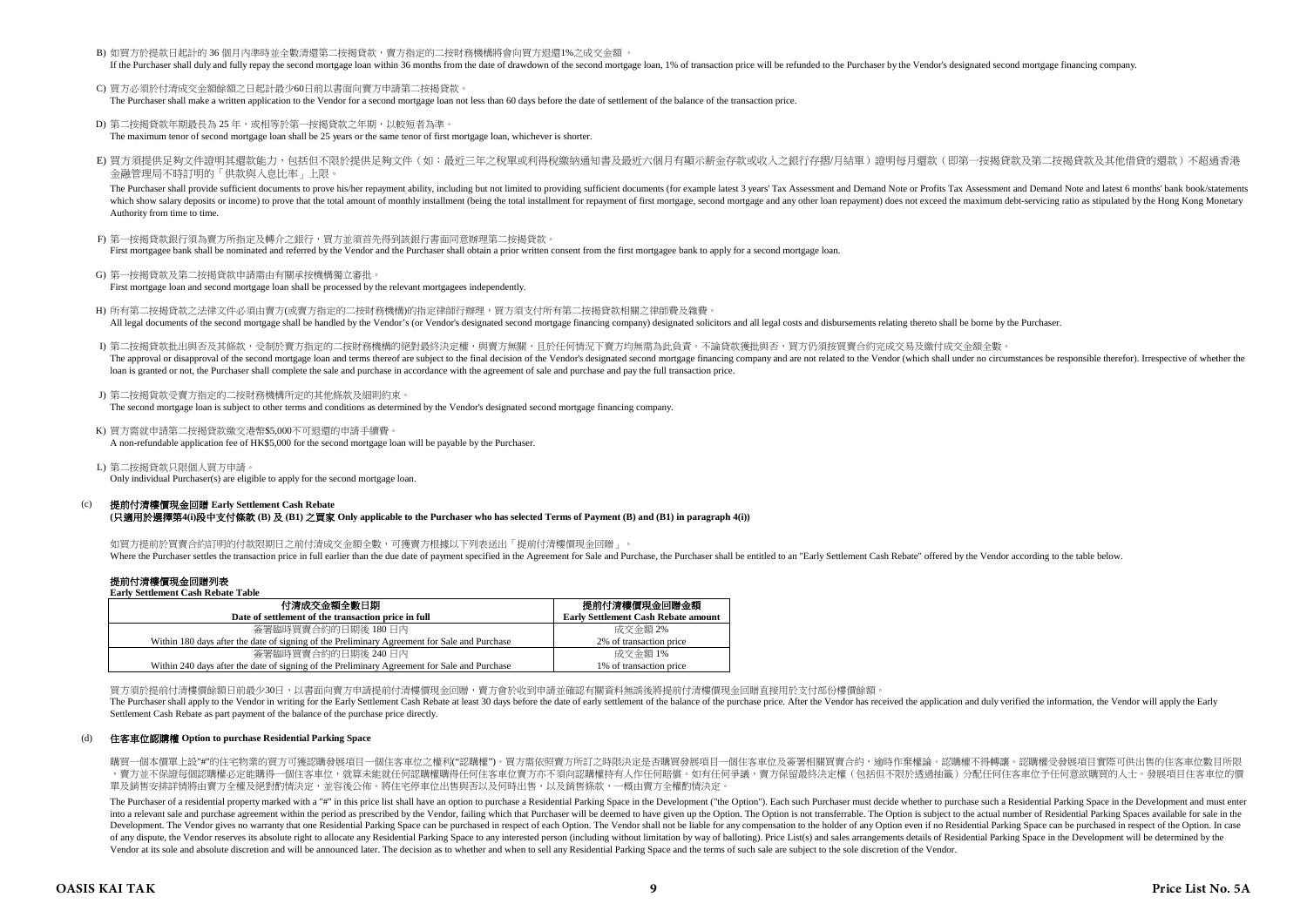B) 如買方於提款日起計的 36 個月內準時並全數清還第二按揭貸款，賣方指定的二按財務機構將會向買方退還1%之成交金額 。

If the Purchaser shall duly and fully repay the second mortgage loan within 36 months from the date of drawdown of the second mortgage loan, 1% of transaction price will be refunded to the Purchaser by the Vendor's designated second mortgage financing company.

C) 買方必須於付清成交金額餘額之日起計最少60日前以書面向賣方申請第二按揭貸款。

The Purchaser shall make a written application to the Vendor for a second mortgage loan not less than 60 days before the date of settlement of the balance of the transaction price.

D) 第二按揭貸款年期最長為 25 年，或相等於第一按揭貸款之年期，以較短者為準。

The maximum tenor of second mortgage loan shall be 25 years or the same tenor of first mortgage loan, whichever is shorter.

E) 買方須提供足夠文件證明其還款能力，包括但不限於提供足夠文件（如：最近三年之稅單或利得稅繳納通知書及最近六個月有顯示薪金存款或收入之銀行存摺/月結單）證明每月還款（即第一按揭貸款及第二按揭貸款及其他借貸的還款）不超過香港金融管理局不時訂明的「供款與入息比率」上限。

The Purchaser shall provide sufficient documents to prove his/her repayment ability, including but not limited to providing sufficient documents (for example latest 3 years' Tax Assessment and Demand Note or Profits Tax Assessment and Demand Note and latest 6 months' bank book/statements which show salary deposits or income) to prove that the total amount of monthly installment (being the total installment for repayment of first mortgage, second mortgage and any other loan repayment) does not exceed the maximum debt-servicing ratio as stipulated by the Hong Kong Monetary Authority from time to time.

F) 第一按揭貸款銀行須為賣方所指定及轉介之銀行，買方並須首先得到該銀行書面同意辦理第二按揭貸款。

First mortgagee bank shall be nominated and referred by the Vendor and the Purchaser shall obtain a prior written consent from the first mortgagee bank to apply for a second mortgage loan.

G) 第一按揭貸款及第二按揭貸款申請需由有關承按機構獨立審批。

First mortgage loan and second mortgage loan shall be processed by the relevant mortgagees independently.

H) 所有第二按揭貸款之法律文件必須由賣方(或賣方指定的二按財務機構)的指定律師行辦理，買方須支付所有第二按揭貸款相關之律師費及雜費。

All legal documents of the second mortgage shall be handled by the Vendor's (or Vendor's designated second mortgage financing company) designated solicitors and all legal costs and disbursements relating thereto shall be borne by the Purchaser.

I) 第二按揭貸款批出與否及其條款，受制於賣方指定的二按財務機構的絕對最終決定權，與賣方無關，且於任何情況下賣方均無需為此負責。不論貸款獲批與否，買方仍須按買賣合約完成交易及繳付成交金額全數。

The approval or disapproval of the second mortgage loan and terms thereof are subject to the final decision of the Vendor's designated second mortgage financing company and are not related to the Vendor (which shall under no circumstances be responsible therefor). Irrespective of whether the loan is granted or not, the Purchaser shall complete the sale and purchase in accordance with the agreement of sale and purchase and pay the full transaction price.

J) 第二按揭貸款受賣方指定的二按財務機構所定的其他條款及細則約束。

The second mortgage loan is subject to other terms and conditions as determined by the Vendor's designated second mortgage financing company.

K) 買方需就申請第二按揭貸款繳交港幣$5,000不可退還的申請手續費。

A non-refundable application fee of HK$5,000 for the second mortgage loan will be payable by the Purchaser.

L) 第二按揭貸款只限個人買方申請。

Only individual Purchaser(s) are eligible to apply for the second mortgage loan.

## (c) 提前付清樓價現金回贈 Early Settlement Cash Rebate

**(只適用於選擇第4(i)段中支付條款 (B) 及 (B1) 之買家 Only applicable to the Purchaser who has selected Terms of Payment (B) and (B1) in paragraph 4(i))**

如買方提前於買賣合約訂明的付款限期日之前付清成交金額全數，可獲賣方根據以下列表送出「提前付清樓價現金回贈」。

Where the Purchaser settles the transaction price in full earlier than the due date of payment specified in the Agreement for Sale and Purchase, the Purchaser shall be entitled to an "Early Settlement Cash Rebate" offered by the Vendor according to the table below.

**提前付清樓價現金回贈列表**
**Early Settlement Cash Rebate Table**

| 付清成交金額全數日期<br>Date of settlement of the transaction price in full | 提前付清樓價現金回贈金額<br>Early Settlement Cash Rebate amount |
|---|---|
| 簽署臨時買賣合約的日期後 180 日內<br>Within 180 days after the date of signing of the Preliminary Agreement for Sale and Purchase | 成交金額 2%<br>2% of transaction price |
| 簽署臨時買賣合約的日期後 240 日內<br>Within 240 days after the date of signing of the Preliminary Agreement for Sale and Purchase | 成交金額 1%<br>1% of transaction price |

買方須於提前付清樓價餘額日前最少30日，以書面向賣方申請提前付清樓價現金回贈，賣方會於收到申請並確認有關資料無誤後將提前付清樓價現金回贈直接用於支付部份樓價餘額。

The Purchaser shall apply to the Vendor in writing for the Early Settlement Cash Rebate at least 30 days before the date of early settlement of the balance of the purchase price. After the Vendor has received the application and duly verified the information, the Vendor will apply the Early Settlement Cash Rebate as part payment of the balance of the purchase price directly.

## (d) 住客車位認購權 Option to purchase Residential Parking Space

購買一個本價單上設"#"的住宅物業的買方可獲認購發展項目一個住客車位之權利("認購權")。買方需依照賣方所訂之時限決定是否購買發展項目一個住客車位及簽署相關買賣合約，逾時作棄權論。認購權不得轉讓。認購權受發展項目實際可供出售的住客車位數目所限，賣方並不保證每個認購權必定能購得一個住客車位，就算未能就任何認購權購得任何住客車位賣方亦不須向認購權持有人作任何賠償。如有任何爭議，賣方保留最終決定權（包括但不限於透過抽籤）分配任何住客車位予任何意欲購買的人士。發展項目住客車位的價單及銷售安排詳情將由賣方全權及絕對酌情決定，並容後公佈。將住宅停車位出售與否以及何時出售，以及銷售條款，一概由賣方全權酌情決定。

The Purchaser of a residential property marked with a "#" in this price list shall have an option to purchase a Residential Parking Space in the Development ("the Option"). Each such Purchaser must decide whether to purchase such a Residential Parking Space in the Development and must enter into a relevant sale and purchase agreement within the period as prescribed by the Vendor, failing which that Purchaser will be deemed to have given up the Option. The Option is not transferrable. The Option is subject to the actual number of Residential Parking Spaces available for sale in the Development. The Vendor gives no warranty that one Residential Parking Space can be purchased in respect of each Option. The Vendor shall not be liable for any compensation to the holder of any Option even if no Residential Parking Space can be purchased in respect of the Option. In case of any dispute, the Vendor reserves its absolute right to allocate any Residential Parking Space to any interested person (including without limitation by way of balloting). Price List(s) and sales arrangements details of Residential Parking Space in the Development will be determined by the Vendor at its sole and absolute discretion and will be announced later. The decision as to whether and when to sell any Residential Parking Space and the terms of such sale are subject to the sole discretion of the Vendor.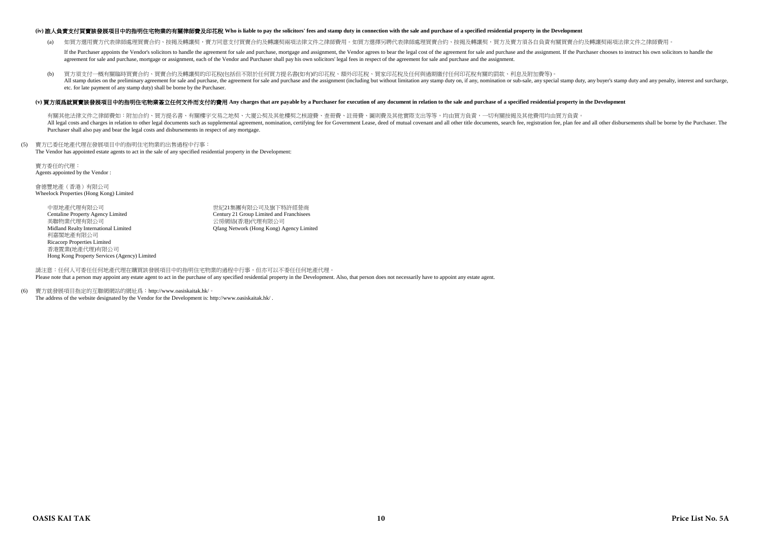**(iv) 誰人負責支付買賣該發展項目中的指明住宅物業的有關律師費及印花稅 Who is liable to pay the solicitors' fees and stamp duty in connection with the sale and purchase of a specified residential property in the Development**

(a) 如買方選用賣方代表律師處理買賣合約、按揭及轉讓契，賣方同意支付買賣合約及轉讓契兩項法律文件之律師費用。如買方選擇另聘代表律師處理買賣合約、按揭及轉讓契，買方及賣方須各自負責有關買賣合約及轉讓契兩項法律文件之律師費用。

If the Purchaser appoints the Vendor's solicitors to handle the agreement for sale and purchase, mortgage and assignment, the Vendor agrees to bear the legal cost of the agreement for sale and purchase and the assignment. If the Purchaser chooses to instruct his own solicitors to handle the agreement for sale and purchase, mortgage or assignment, each of the Vendor and Purchaser shall pay his own solicitors' legal fees in respect of the agreement for sale and purchase and the assignment.

(b) 買方須支付一概有關臨時買賣合約、買賣合約及轉讓契的印花稅(包括但不限於任何買方提名書(如有)的印花稅、額外印花稅、買家印花稅及任何與過期繳付任何印花稅有關的罰款、利息及附加費等)。

All stamp duties on the preliminary agreement for sale and purchase, the agreement for sale and purchase and the assignment (including but without limitation any stamp duty on, if any, nomination or sub-sale, any special stamp duty, any buyer's stamp duty and any penalty, interest and surcharge, etc. for late payment of any stamp duty) shall be borne by the Purchaser.

**(v) 買方須爲就買賣該發展項目中的指明住宅物業簽立任何文件而支付的費用 Any charges that are payable by a Purchaser for execution of any document in relation to the sale and purchase of a specified residential property in the Development**

有關其他法律文件之律師費如：附加合約、買方提名書、有關樓宇交易之地契、大廈公契及其他樓契之核證費、查冊費、註冊費、圖則費及其他實際支出等等，均由買方負責，一切有關按揭及其他費用均由買方負責。

All legal costs and charges in relation to other legal documents such as supplemental agreement, nomination, certifying fee for Government Lease, deed of mutual covenant and all other title documents, search fee, registration fee, plan fee and all other disbursements shall be borne by the Purchaser. The Purchaser shall also pay and bear the legal costs and disbursements in respect of any mortgage.

(5) 賣方已委任地產代理在發展項目中的指明住宅物業的出售過程中行事：

The Vendor has appointed estate agents to act in the sale of any specified residential property in the Development:

賣方委任的代理：

Agents appointed by the Vendor :

會德豐地產（香港）有限公司

Wheelock Properties (Hong Kong) Limited

中原地產代理有限公司
Centaline Property Agency Limited

美聯物業代理有限公司
Midland Realty International Limited

利嘉閣地產有限公司
Ricacorp Properties Limited

香港置業(地產代理)有限公司
Hong Kong Property Services (Agency) Limited

世紀21集團有限公司及旗下特許經營商
Century 21 Group Limited and Franchisees

云房網絡(香港)代理有限公司
Qfang Network (Hong Kong) Agency Limited

請注意：任何人可委任任何地產代理在購買該發展項目中的指明住宅物業的過程中行事，但亦可以不委任任何地產代理。

Please note that a person may appoint any estate agent to act in the purchase of any specified residential property in the Development. Also, that person does not necessarily have to appoint any estate agent.

(6) 賣方就發展項目指定的互聯網網站的網址爲：http://www.oasiskaitak.hk/。

The address of the website designated by the Vendor for the Development is: http://www.oasiskaitak.hk/ .